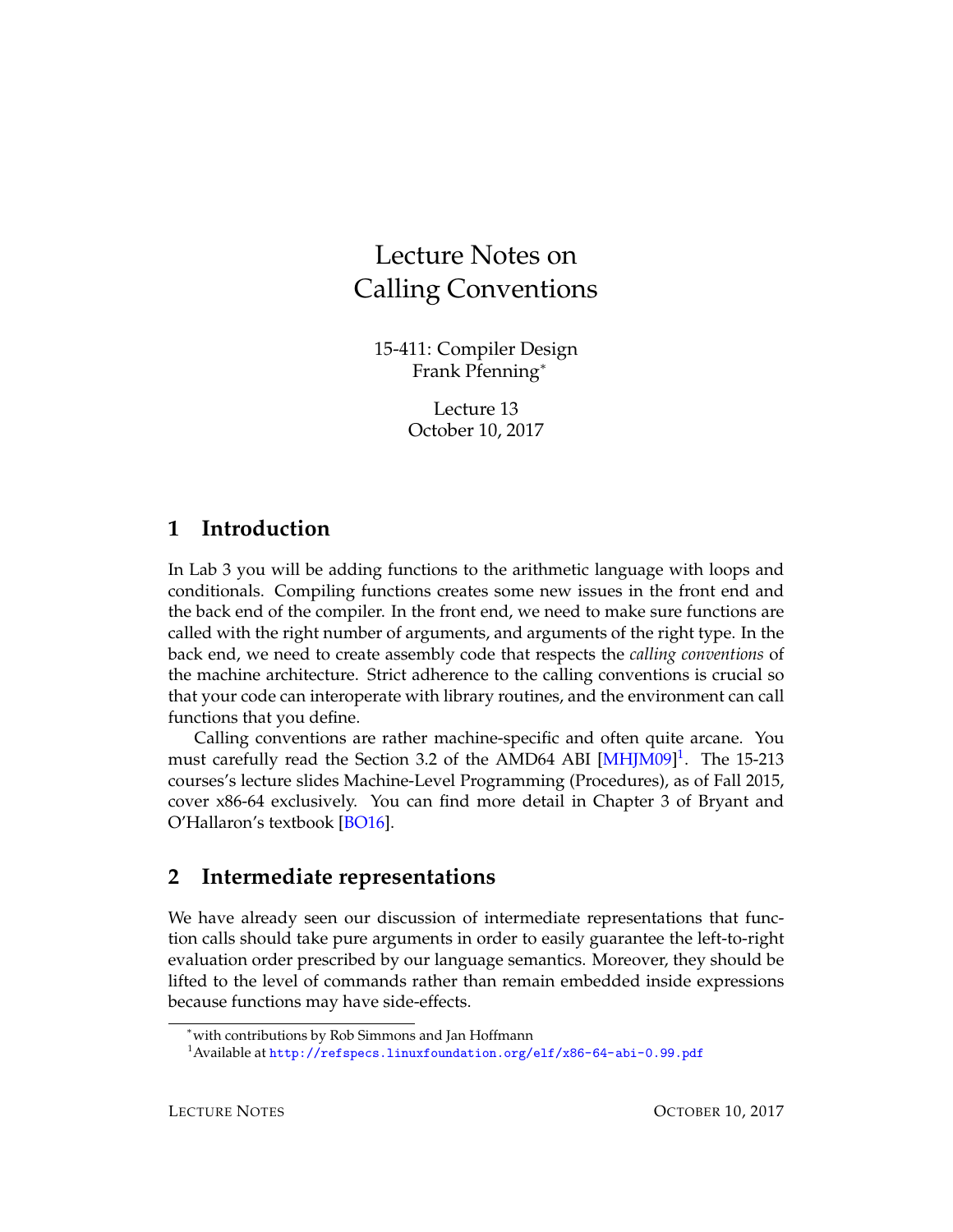# Lecture Notes on Calling Conventions

15-411: Compiler Design
Frank Pfenning*

Lecture 13
October 10, 2017

## 1 Introduction

In Lab 3 you will be adding functions to the arithmetic language with loops and conditionals. Compiling functions creates some new issues in the front end and the back end of the compiler. In the front end, we need to make sure functions are called with the right number of arguments, and arguments of the right type. In the back end, we need to create assembly code that respects the *calling conventions* of the machine architecture. Strict adherence to the calling conventions is crucial so that your code can interoperate with library routines, and the environment can call functions that you define.

Calling conventions are rather machine-specific and often quite arcane. You must carefully read the Section 3.2 of the AMD64 ABI [MHJM09][1]. The 15-213 courses's lecture slides Machine-Level Programming (Procedures), as of Fall 2015, cover x86-64 exclusively. You can find more detail in Chapter 3 of Bryant and O'Hallaron's textbook [BO16].

## 2 Intermediate representations

We have already seen our discussion of intermediate representations that function calls should take pure arguments in order to easily guarantee the left-to-right evaluation order prescribed by our language semantics. Moreover, they should be lifted to the level of commands rather than remain embedded inside expressions because functions may have side-effects.

---

*with contributions by Rob Simmons and Jan Hoffmann

[1] Available at http://refspecs.linuxfoundation.org/elf/x86-64-abi-0.99.pdf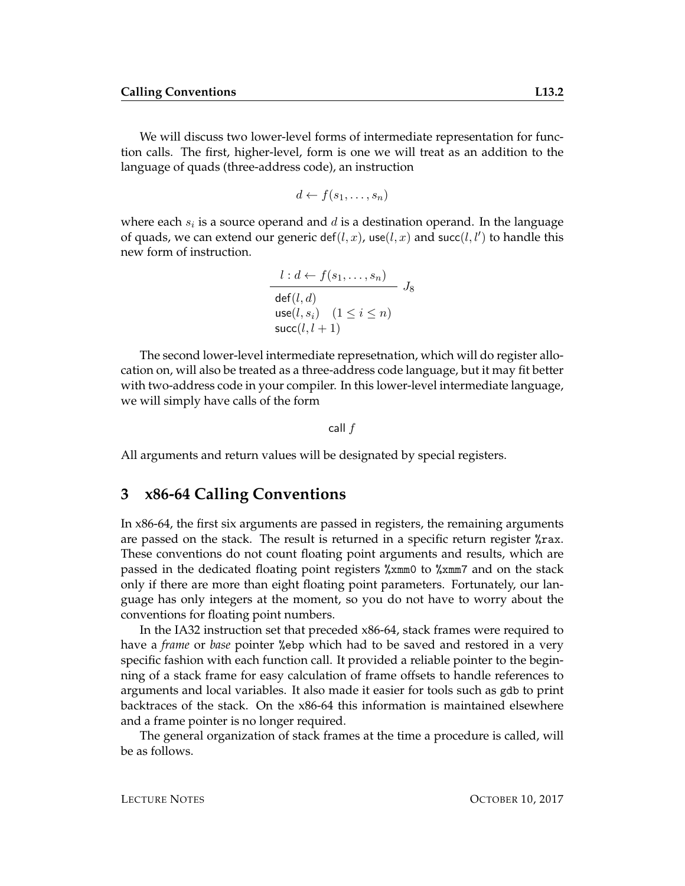We will discuss two lower-level forms of intermediate representation for function calls. The first, higher-level, form is one we will treat as an addition to the language of quads (three-address code), an instruction

$$d \leftarrow f(s_1, \ldots, s_n)$$

where each $s_i$ is a source operand and $d$ is a destination operand. In the language of quads, we can extend our generic $\mathsf{def}(l, x)$, $\mathsf{use}(l, x)$ and $\mathsf{succ}(l, l')$ to handle this new form of instruction.

$$\frac{l : d \leftarrow f(s_1, \ldots, s_n)}{\begin{array}{l}\mathsf{def}(l, d) \\ \mathsf{use}(l, s_i) \quad (1 \leq i \leq n) \\ \mathsf{succ}(l, l+1)\end{array}} \; J_8$$

The second lower-level intermediate represetnation, which will do register allocation on, will also be treated as a three-address code language, but it may fit better with two-address code in your compiler. In this lower-level intermediate language, we will simply have calls of the form

$$\mathsf{call}\ f$$

All arguments and return values will be designated by special registers.

# 3 x86-64 Calling Conventions

In x86-64, the first six arguments are passed in registers, the remaining arguments are passed on the stack. The result is returned in a specific return register `%rax`. These conventions do not count floating point arguments and results, which are passed in the dedicated floating point registers `%xmm0` to `%xmm7` and on the stack only if there are more than eight floating point parameters. Fortunately, our language has only integers at the moment, so you do not have to worry about the conventions for floating point numbers.

In the IA32 instruction set that preceded x86-64, stack frames were required to have a *frame* or *base* pointer `%ebp` which had to be saved and restored in a very specific fashion with each function call. It provided a reliable pointer to the beginning of a stack frame for easy calculation of frame offsets to handle references to arguments and local variables. It also made it easier for tools such as `gdb` to print backtraces of the stack. On the x86-64 this information is maintained elsewhere and a frame pointer is no longer required.

The general organization of stack frames at the time a procedure is called, will be as follows.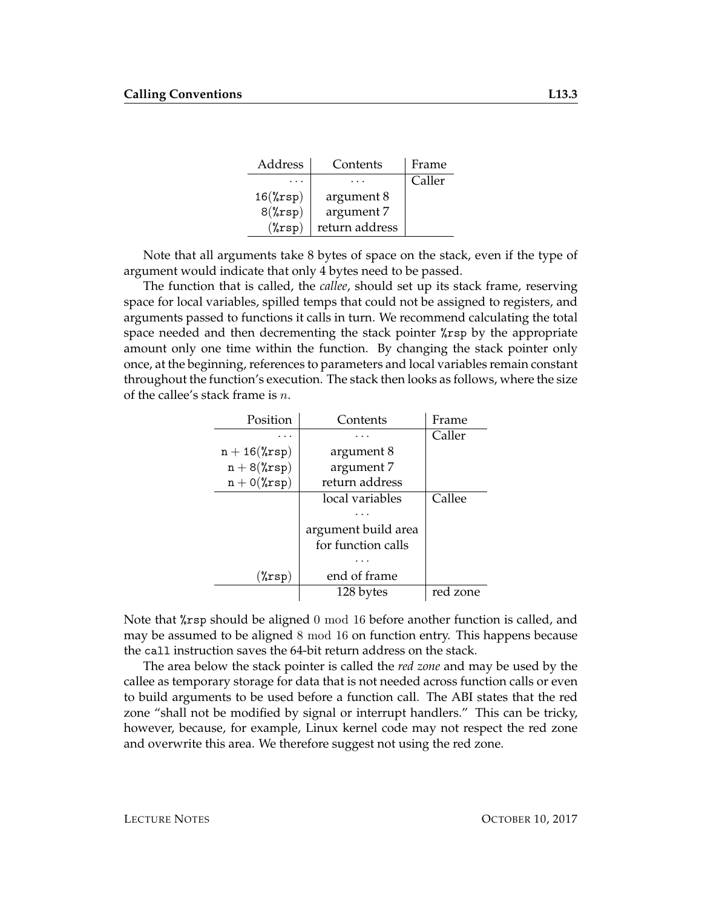| Address | Contents | Frame |
|---|---|---|
| ... | ... | Caller |
| 16(%rsp) | argument 8 | |
| 8(%rsp) | argument 7 | |
| (%rsp) | return address | |

Note that all arguments take 8 bytes of space on the stack, even if the type of argument would indicate that only 4 bytes need to be passed.

The function that is called, the *callee*, should set up its stack frame, reserving space for local variables, spilled temps that could not be assigned to registers, and arguments passed to functions it calls in turn. We recommend calculating the total space needed and then decrementing the stack pointer `%rsp` by the appropriate amount only one time within the function. By changing the stack pointer only once, at the beginning, references to parameters and local variables remain constant throughout the function's execution. The stack then looks as follows, where the size of the callee's stack frame is $n$.

| Position | Contents | Frame |
|---|---|---|
| ... | ... | Caller |
| n + 16(%rsp) | argument 8 | |
| n + 8(%rsp) | argument 7 | |
| n + 0(%rsp) | return address | |
| | local variables | Callee |
| | ... | |
| | argument build area | |
| | for function calls | |
| | ... | |
| (%rsp) | end of frame | |
| | 128 bytes | red zone |

Note that `%rsp` should be aligned $0 \bmod 16$ before another function is called, and may be assumed to be aligned $8 \bmod 16$ on function entry. This happens because the `call` instruction saves the 64-bit return address on the stack.

The area below the stack pointer is called the *red zone* and may be used by the callee as temporary storage for data that is not needed across function calls or even to build arguments to be used before a function call. The ABI states that the red zone "shall not be modified by signal or interrupt handlers." This can be tricky, however, because, for example, Linux kernel code may not respect the red zone and overwrite this area. We therefore suggest not using the red zone.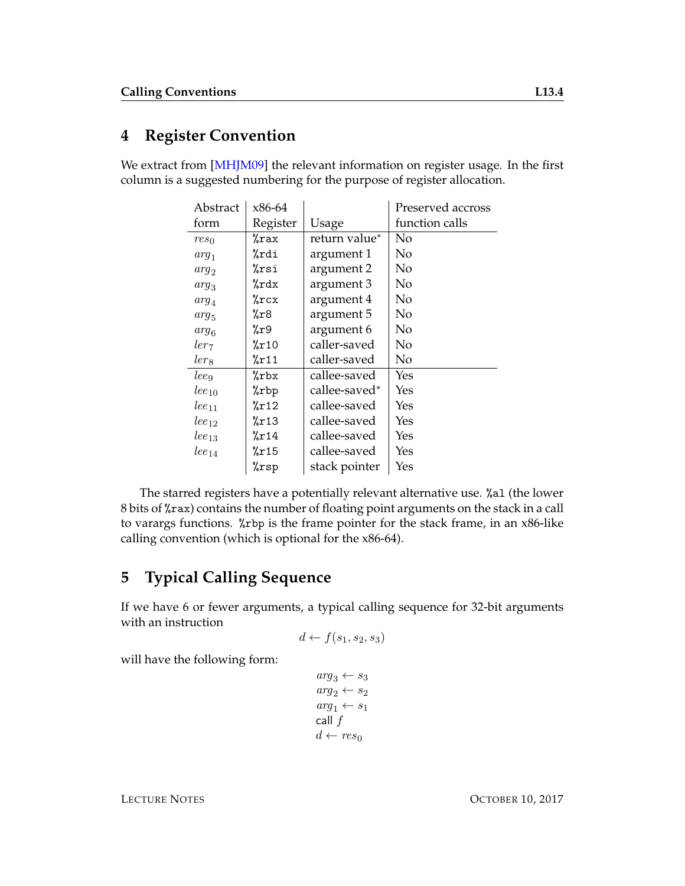## 4 Register Convention

We extract from [MHJM09] the relevant information on register usage. In the first column is a suggested numbering for the purpose of register allocation.

| Abstract form | x86-64 Register | Usage | Preserved accross function calls |
|---|---|---|---|
| $res_0$ | %rax | return value* | No |
| $arg_1$ | %rdi | argument 1 | No |
| $arg_2$ | %rsi | argument 2 | No |
| $arg_3$ | %rdx | argument 3 | No |
| $arg_4$ | %rcx | argument 4 | No |
| $arg_5$ | %r8 | argument 5 | No |
| $arg_6$ | %r9 | argument 6 | No |
| $ler_7$ | %r10 | caller-saved | No |
| $ler_8$ | %r11 | caller-saved | No |
| $lee_9$ | %rbx | callee-saved | Yes |
| $lee_{10}$ | %rbp | callee-saved* | Yes |
| $lee_{11}$ | %r12 | callee-saved | Yes |
| $lee_{12}$ | %r13 | callee-saved | Yes |
| $lee_{13}$ | %r14 | callee-saved | Yes |
| $lee_{14}$ | %r15 | callee-saved | Yes |
| | %rsp | stack pointer | Yes |

The starred registers have a potentially relevant alternative use. `%al` (the lower 8 bits of `%rax`) contains the number of floating point arguments on the stack in a call to varargs functions. `%rbp` is the frame pointer for the stack frame, in an x86-like calling convention (which is optional for the x86-64).

## 5 Typical Calling Sequence

If we have 6 or fewer arguments, a typical calling sequence for 32-bit arguments with an instruction

$$d \leftarrow f(s_1, s_2, s_3)$$

will have the following form:

$$
\begin{array}{l}
arg_3 \leftarrow s_3 \\
arg_2 \leftarrow s_2 \\
arg_1 \leftarrow s_1 \\
\mathsf{call}\ f \\
d \leftarrow res_0
\end{array}
$$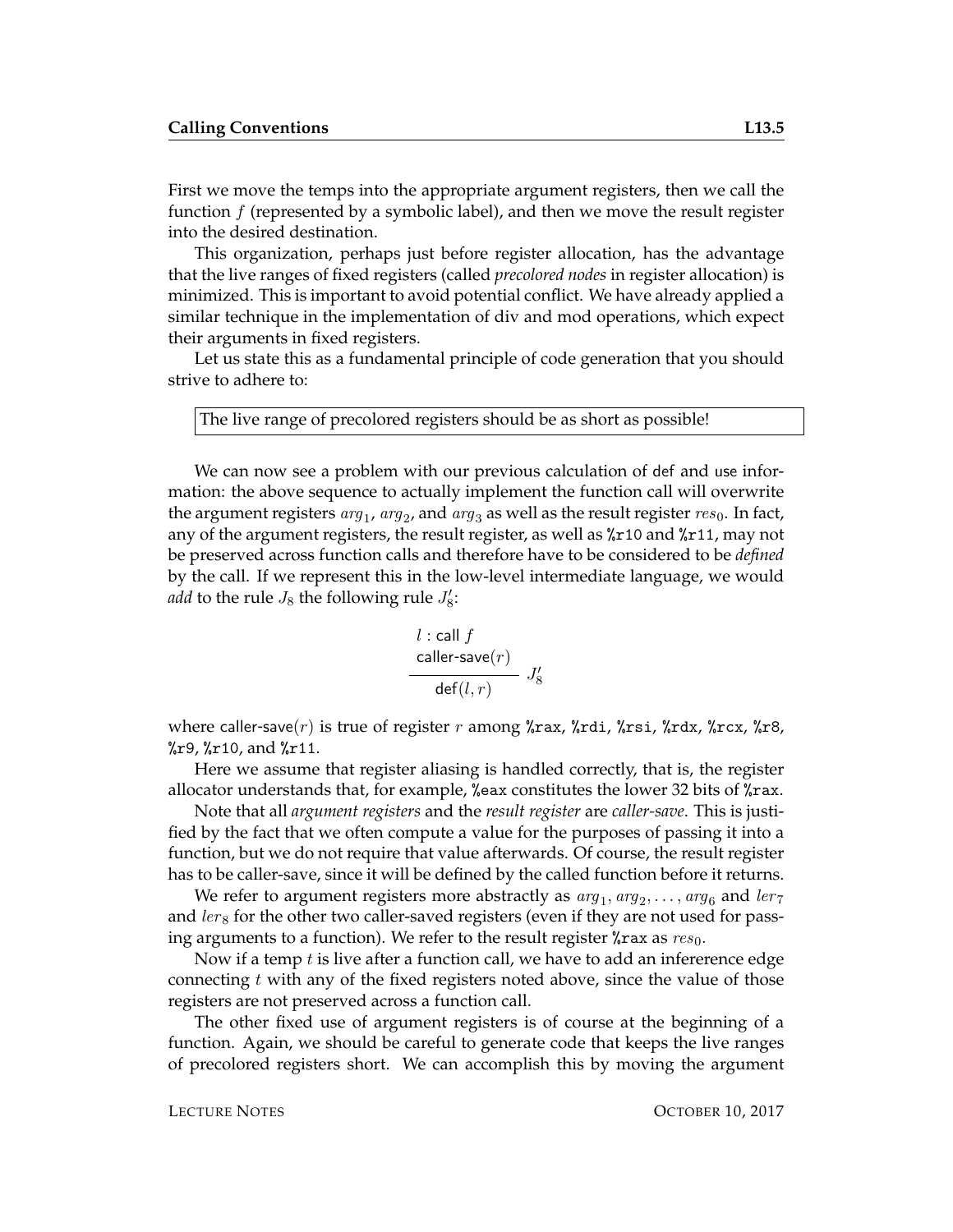First we move the temps into the appropriate argument registers, then we call the function $f$ (represented by a symbolic label), and then we move the result register into the desired destination.

This organization, perhaps just before register allocation, has the advantage that the live ranges of fixed registers (called *precolored nodes* in register allocation) is minimized. This is important to avoid potential conflict. We have already applied a similar technique in the implementation of div and mod operations, which expect their arguments in fixed registers.

Let us state this as a fundamental principle of code generation that you should strive to adhere to:

> The live range of precolored registers should be as short as possible!

We can now see a problem with our previous calculation of def and use information: the above sequence to actually implement the function call will overwrite the argument registers $arg_1$, $arg_2$, and $arg_3$ as well as the result register $res_0$. In fact, any of the argument registers, the result register, as well as `%r10` and `%r11`, may not be preserved across function calls and therefore have to be considered to be *defined* by the call. If we represent this in the low-level intermediate language, we would *add* to the rule $J_8$ the following rule $J_8'$:

$$\frac{\begin{array}{l} l : \mathsf{call}\ f \\ \mathsf{caller\text{-}save}(r) \end{array}}{\mathsf{def}(l, r)}\ J_8'$$

where caller-save$(r)$ is true of register $r$ among `%rax`, `%rdi`, `%rsi`, `%rdx`, `%rcx`, `%r8`, `%r9`, `%r10`, and `%r11`.

Here we assume that register aliasing is handled correctly, that is, the register allocator understands that, for example, `%eax` constitutes the lower 32 bits of `%rax`.

Note that all *argument registers* and the *result register* are *caller-save*. This is justified by the fact that we often compute a value for the purposes of passing it into a function, but we do not require that value afterwards. Of course, the result register has to be caller-save, since it will be defined by the called function before it returns.

We refer to argument registers more abstractly as $arg_1, arg_2, \ldots, arg_6$ and $ler_7$ and $ler_8$ for the other two caller-saved registers (even if they are not used for passing arguments to a function). We refer to the result register `%rax` as $res_0$.

Now if a temp $t$ is live after a function call, we have to add an infererence edge connecting $t$ with any of the fixed registers noted above, since the value of those registers are not preserved across a function call.

The other fixed use of argument registers is of course at the beginning of a function. Again, we should be careful to generate code that keeps the live ranges of precolored registers short. We can accomplish this by moving the argument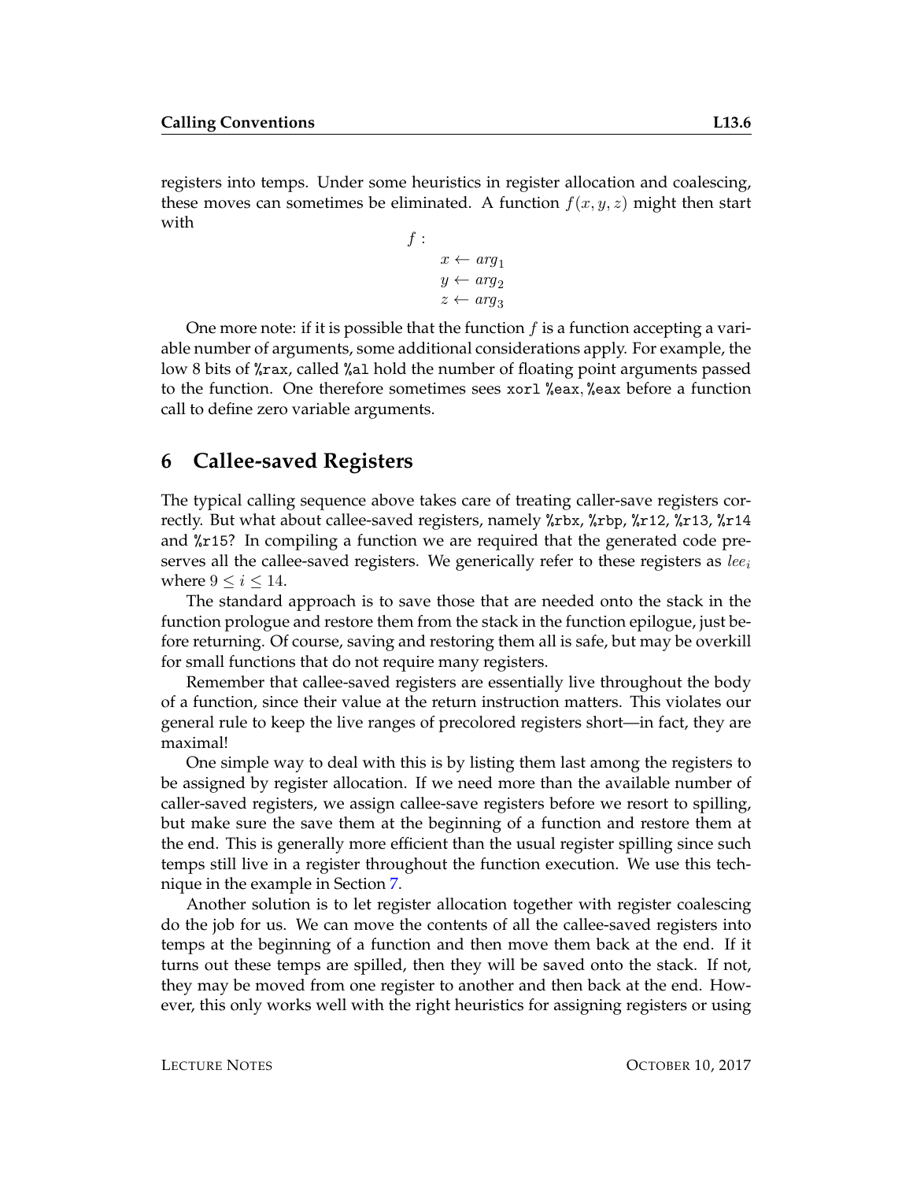registers into temps. Under some heuristics in register allocation and coalescing, these moves can sometimes be eliminated. A function $f(x, y, z)$ might then start with

$$
\begin{aligned}
&f: \\
&\quad x \leftarrow arg_1 \\
&\quad y \leftarrow arg_2 \\
&\quad z \leftarrow arg_3
\end{aligned}
$$

One more note: if it is possible that the function $f$ is a function accepting a variable number of arguments, some additional considerations apply. For example, the low 8 bits of `%rax`, called `%al` hold the number of floating point arguments passed to the function. One therefore sometimes sees `xorl %eax,%eax` before a function call to define zero variable arguments.

## 6 Callee-saved Registers

The typical calling sequence above takes care of treating caller-save registers correctly. But what about callee-saved registers, namely `%rbx`, `%rbp`, `%r12`, `%r13`, `%r14` and `%r15`? In compiling a function we are required that the generated code preserves all the callee-saved registers. We generically refer to these registers as $lee_i$ where $9 \leq i \leq 14$.

The standard approach is to save those that are needed onto the stack in the function prologue and restore them from the stack in the function epilogue, just before returning. Of course, saving and restoring them all is safe, but may be overkill for small functions that do not require many registers.

Remember that callee-saved registers are essentially live throughout the body of a function, since their value at the return instruction matters. This violates our general rule to keep the live ranges of precolored registers short—in fact, they are maximal!

One simple way to deal with this is by listing them last among the registers to be assigned by register allocation. If we need more than the available number of caller-saved registers, we assign callee-save registers before we resort to spilling, but make sure the save them at the beginning of a function and restore them at the end. This is generally more efficient than the usual register spilling since such temps still live in a register throughout the function execution. We use this technique in the example in Section 7.

Another solution is to let register allocation together with register coalescing do the job for us. We can move the contents of all the callee-saved registers into temps at the beginning of a function and then move them back at the end. If it turns out these temps are spilled, then they will be saved onto the stack. If not, they may be moved from one register to another and then back at the end. However, this only works well with the right heuristics for assigning registers or using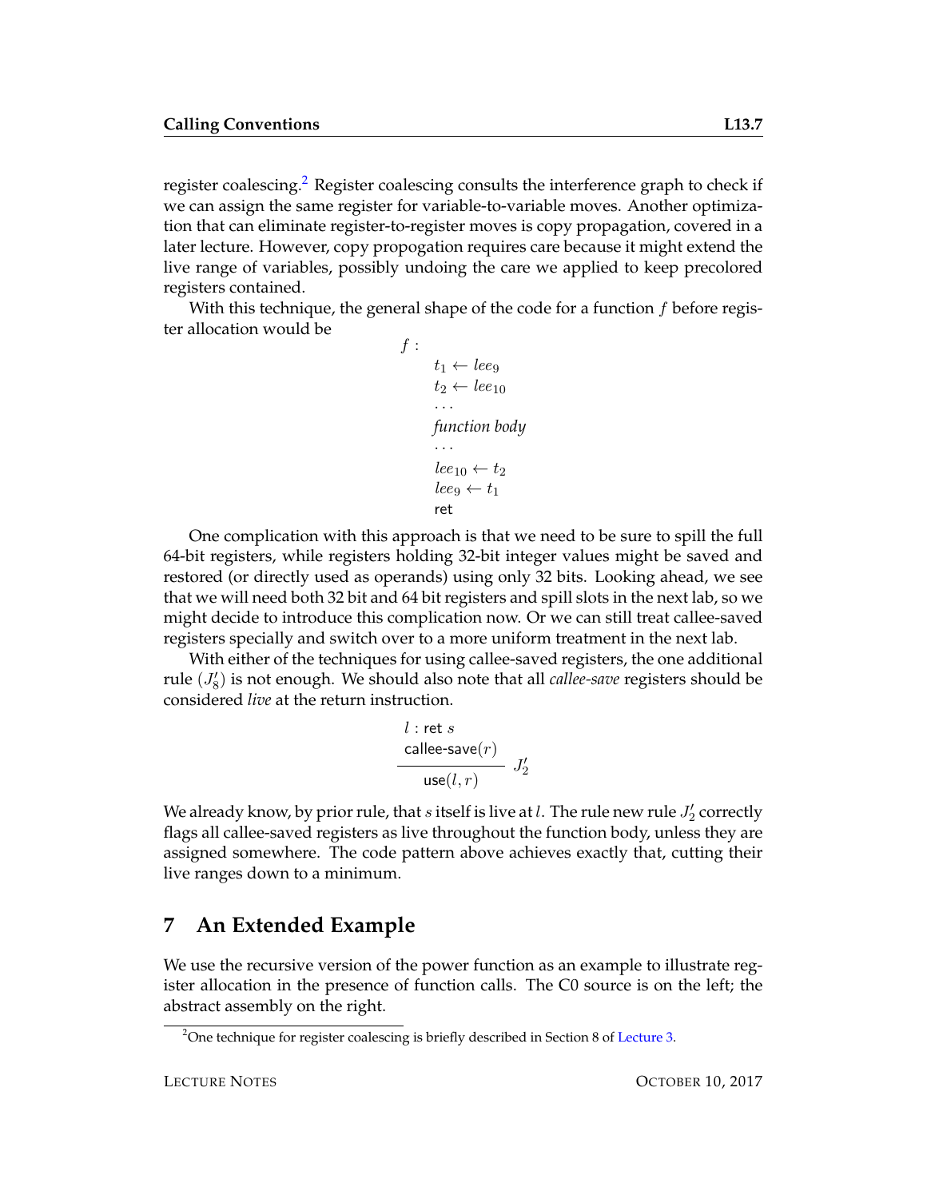register coalescing.[2] Register coalescing consults the interference graph to check if we can assign the same register for variable-to-variable moves. Another optimization that can eliminate register-to-register moves is copy propagation, covered in a later lecture. However, copy propogation requires care because it might extend the live range of variables, possibly undoing the care we applied to keep precolored registers contained.

With this technique, the general shape of the code for a function $f$ before register allocation would be

$$
\begin{array}{l}
f: \\
\quad t_1 \leftarrow lee_9 \\
\quad t_2 \leftarrow lee_{10} \\
\quad \ldots \\
\quad \textit{function body} \\
\quad \ldots \\
\quad lee_{10} \leftarrow t_2 \\
\quad lee_9 \leftarrow t_1 \\
\quad \mathsf{ret}
\end{array}
$$

One complication with this approach is that we need to be sure to spill the full 64-bit registers, while registers holding 32-bit integer values might be saved and restored (or directly used as operands) using only 32 bits. Looking ahead, we see that we will need both 32 bit and 64 bit registers and spill slots in the next lab, so we might decide to introduce this complication now. Or we can still treat callee-saved registers specially and switch over to a more uniform treatment in the next lab.

With either of the techniques for using callee-saved registers, the one additional rule ($J_8'$) is not enough. We should also note that all *callee-save* registers should be considered *live* at the return instruction.

$$
\frac{l : \mathsf{ret}\ s \qquad \mathsf{callee\text{-}save}(r)}{\mathsf{use}(l, r)}\ J_2'
$$

We already know, by prior rule, that $s$ itself is live at $l$. The rule new rule $J_2'$ correctly flags all callee-saved registers as live throughout the function body, unless they are assigned somewhere. The code pattern above achieves exactly that, cutting their live ranges down to a minimum.

## 7 An Extended Example

We use the recursive version of the power function as an example to illustrate register allocation in the presence of function calls. The C0 source is on the left; the abstract assembly on the right.

[2] One technique for register coalescing is briefly described in Section 8 of Lecture 3.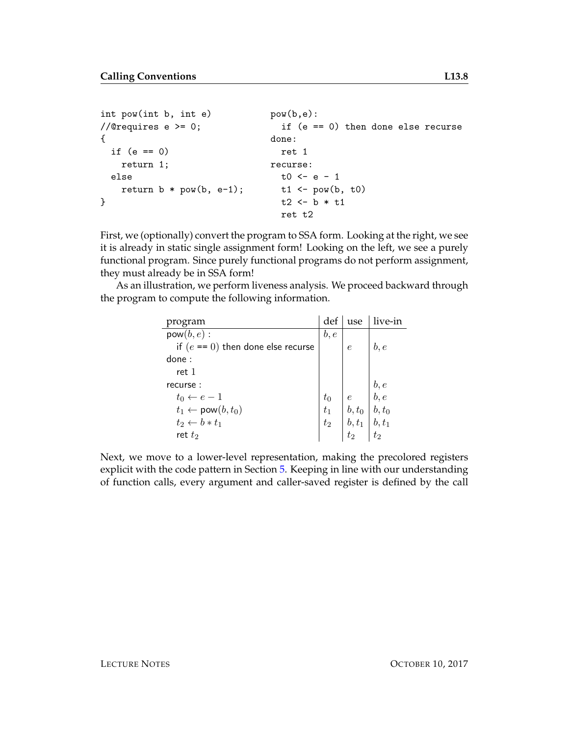```
int pow(int b, int e)
//@requires e >= 0;
{
  if (e == 0)
    return 1;
  else
    return b * pow(b, e-1);
}
```

```
pow(b,e):
  if (e == 0) then done else recurse
done:
  ret 1
recurse:
  t0 <- e - 1
  t1 <- pow(b, t0)
  t2 <- b * t1
  ret t2
```

First, we (optionally) convert the program to SSA form. Looking at the right, we see it is already in static single assignment form! Looking on the left, we see a purely functional program. Since purely functional programs do not perform assignment, they must already be in SSA form!

As an illustration, we perform liveness analysis. We proceed backward through the program to compute the following information.

| program | def | use | live-in |
|---|---|---|---|
| $\mathsf{pow}(b, e)$ : | $b, e$ | | |
|   if $(e == 0)$ then done else recurse | | $e$ | $b, e$ |
| done : | | | |
|   ret $1$ | | | |
| recurse : | | | $b, e$ |
|   $t_0 \leftarrow e - 1$ | $t_0$ | $e$ | $b, e$ |
|   $t_1 \leftarrow \mathsf{pow}(b, t_0)$ | $t_1$ | $b, t_0$ | $b, t_0$ |
|   $t_2 \leftarrow b * t_1$ | $t_2$ | $b, t_1$ | $b, t_1$ |
|   ret $t_2$ | | $t_2$ | $t_2$ |

Next, we move to a lower-level representation, making the precolored registers explicit with the code pattern in Section 5. Keeping in line with our understanding of function calls, every argument and caller-saved register is defined by the call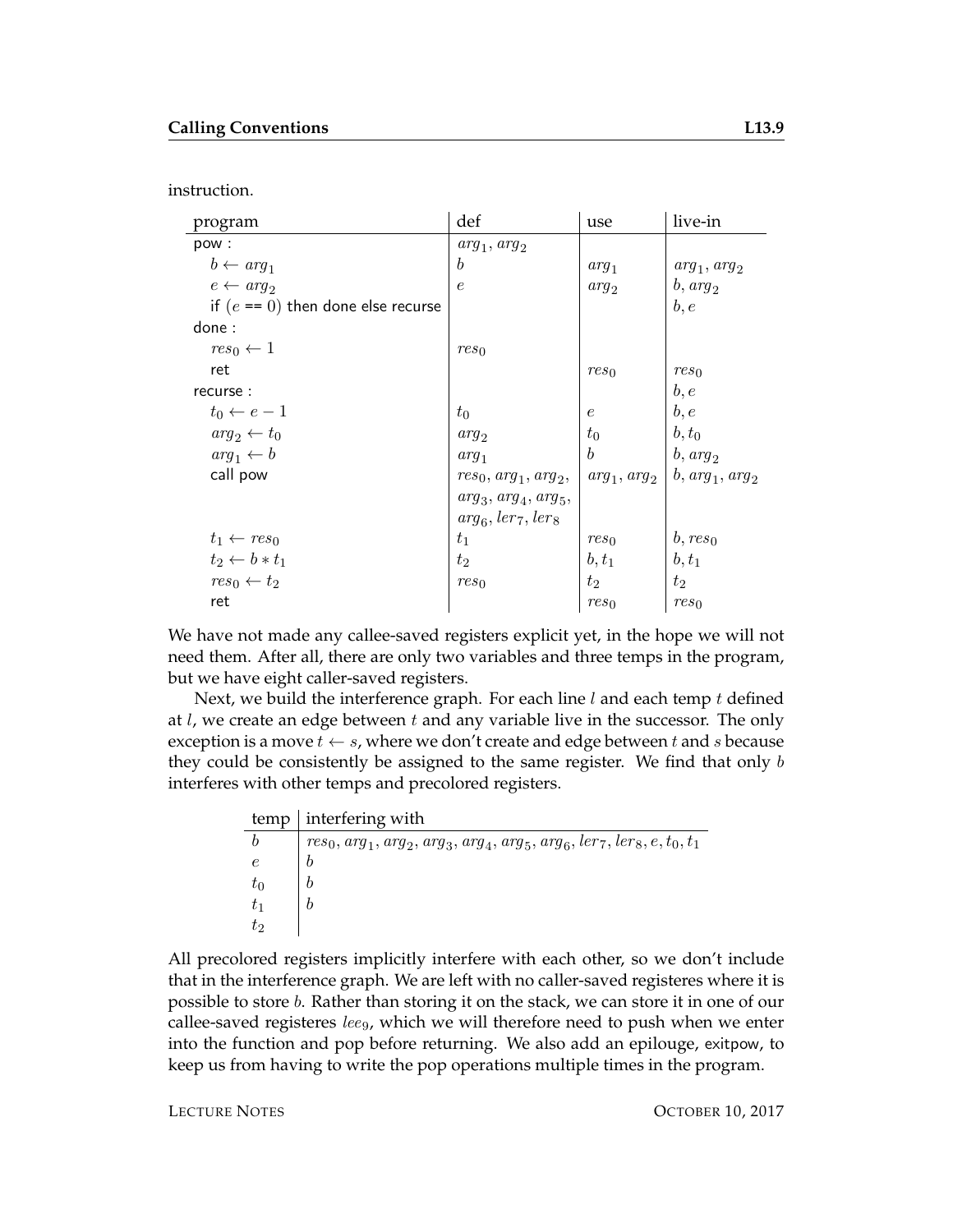instruction.

| program | def | use | live-in |
|---|---|---|---|
| pow : | $arg_1, arg_2$ | | |
| $b \leftarrow arg_1$ | $b$ | $arg_1$ | $arg_1, arg_2$ |
| $e \leftarrow arg_2$ | $e$ | $arg_2$ | $b, arg_2$ |
| if ($e$ == 0) then done else recurse | | | $b, e$ |
| done : | | | |
| $res_0 \leftarrow 1$ | $res_0$ | | |
| ret | | $res_0$ | $res_0$ |
| recurse : | | | $b, e$ |
| $t_0 \leftarrow e - 1$ | $t_0$ | $e$ | $b, e$ |
| $arg_2 \leftarrow t_0$ | $arg_2$ | $t_0$ | $b, t_0$ |
| $arg_1 \leftarrow b$ | $arg_1$ | $b$ | $b, arg_2$ |
| call pow | $res_0, arg_1, arg_2, arg_3, arg_4, arg_5, arg_6, ler_7, ler_8$ | $arg_1, arg_2$ | $b, arg_1, arg_2$ |
| $t_1 \leftarrow res_0$ | $t_1$ | $res_0$ | $b, res_0$ |
| $t_2 \leftarrow b * t_1$ | $t_2$ | $b, t_1$ | $b, t_1$ |
| $res_0 \leftarrow t_2$ | $res_0$ | $t_2$ | $t_2$ |
| ret | | $res_0$ | $res_0$ |

We have not made any callee-saved registers explicit yet, in the hope we will not need them. After all, there are only two variables and three temps in the program, but we have eight caller-saved registers.

Next, we build the interference graph. For each line $l$ and each temp $t$ defined at $l$, we create an edge between $t$ and any variable live in the successor. The only exception is a move $t \leftarrow s$, where we don't create and edge between $t$ and $s$ because they could be consistently be assigned to the same register. We find that only $b$ interferes with other temps and precolored registers.

| temp | interfering with |
|---|---|
| $b$ | $res_0, arg_1, arg_2, arg_3, arg_4, arg_5, arg_6, ler_7, ler_8, e, t_0, t_1$ |
| $e$ | $b$ |
| $t_0$ | $b$ |
| $t_1$ | $b$ |
| $t_2$ | |

All precolored registers implicitly interfere with each other, so we don't include that in the interference graph. We are left with no caller-saved registeres where it is possible to store $b$. Rather than storing it on the stack, we can store it in one of our callee-saved registeres $lee_9$, which we will therefore need to push when we enter into the function and pop before returning. We also add an epilouge, exitpow, to keep us from having to write the pop operations multiple times in the program.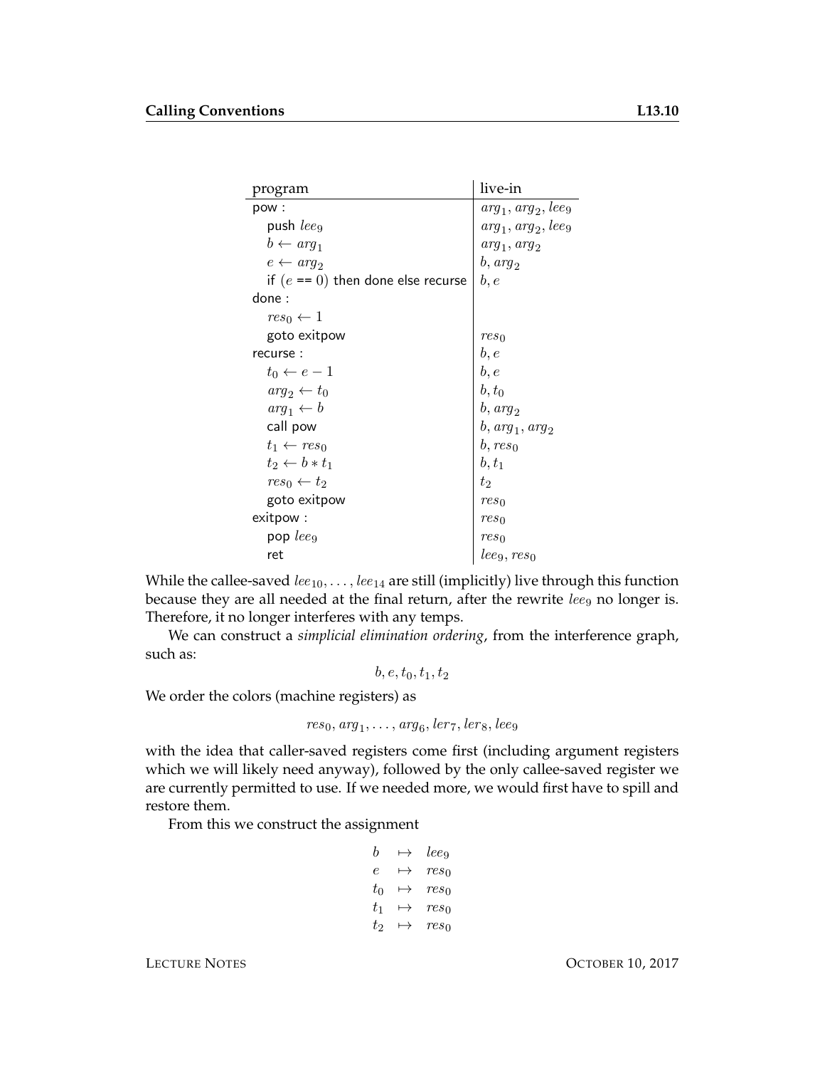| program | live-in |
|---|---|
| pow : | $arg_1, arg_2, lee_9$ |
| push $lee_9$ | $arg_1, arg_2, lee_9$ |
| $b \leftarrow arg_1$ | $arg_1, arg_2$ |
| $e \leftarrow arg_2$ | $b, arg_2$ |
| if ($e$ == 0) then done else recurse | $b, e$ |
| done : | |
| $res_0 \leftarrow 1$ | |
| goto exitpow | $res_0$ |
| recurse : | $b, e$ |
| $t_0 \leftarrow e - 1$ | $b, e$ |
| $arg_2 \leftarrow t_0$ | $b, t_0$ |
| $arg_1 \leftarrow b$ | $b, arg_2$ |
| call pow | $b, arg_1, arg_2$ |
| $t_1 \leftarrow res_0$ | $b, res_0$ |
| $t_2 \leftarrow b * t_1$ | $b, t_1$ |
| $res_0 \leftarrow t_2$ | $t_2$ |
| goto exitpow | $res_0$ |
| exitpow : | $res_0$ |
| pop $lee_9$ | $res_0$ |
| ret | $lee_9, res_0$ |

While the callee-saved $lee_{10}, \ldots, lee_{14}$ are still (implicitly) live through this function because they are all needed at the final return, after the rewrite $lee_9$ no longer is. Therefore, it no longer interferes with any temps.

We can construct a *simplicial elimination ordering*, from the interference graph, such as:

$$b, e, t_0, t_1, t_2$$

We order the colors (machine registers) as

$$res_0, arg_1, \ldots, arg_6, ler_7, ler_8, lee_9$$

with the idea that caller-saved registers come first (including argument registers which we will likely need anyway), followed by the only callee-saved register we are currently permitted to use. If we needed more, we would first have to spill and restore them.

From this we construct the assignment

$$\begin{array}{lcl} b & \mapsto & lee_9 \\ e & \mapsto & res_0 \\ t_0 & \mapsto & res_0 \\ t_1 & \mapsto & res_0 \\ t_2 & \mapsto & res_0 \end{array}$$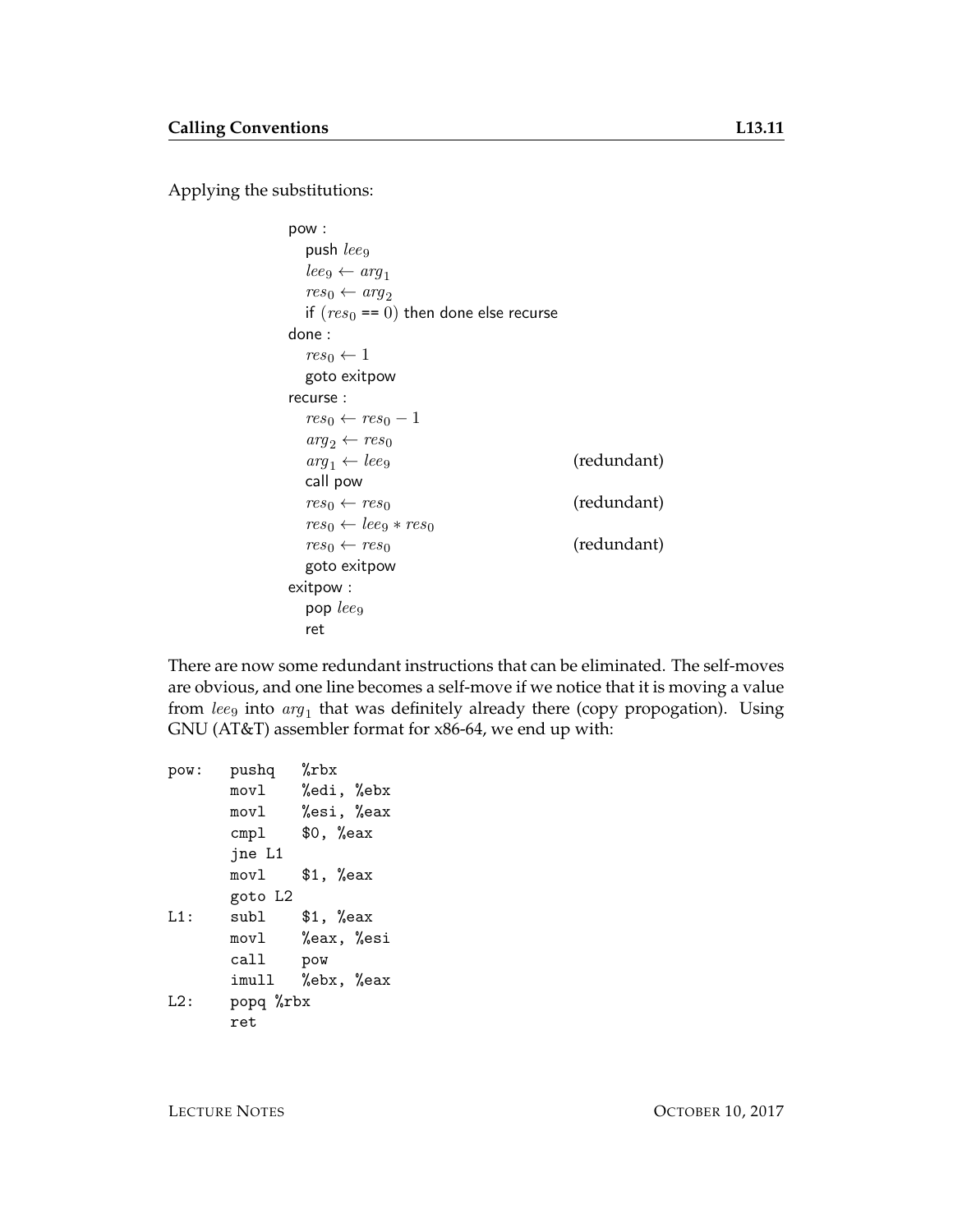Applying the substitutions:

$$
\begin{array}{ll}
\textsf{pow :} & \\
\quad \textsf{push } lee_9 & \\
\quad lee_9 \leftarrow arg_1 & \\
\quad res_0 \leftarrow arg_2 & \\
\quad \textsf{if } (res_0 \texttt{ == } 0) \textsf{ then done else recurse} & \\
\textsf{done :} & \\
\quad res_0 \leftarrow 1 & \\
\quad \textsf{goto exitpow} & \\
\textsf{recurse :} & \\
\quad res_0 \leftarrow res_0 - 1 & \\
\quad arg_2 \leftarrow res_0 & \\
\quad arg_1 \leftarrow lee_9 & \text{(redundant)} \\
\quad \textsf{call pow} & \\
\quad res_0 \leftarrow res_0 & \text{(redundant)} \\
\quad res_0 \leftarrow lee_9 * res_0 & \\
\quad res_0 \leftarrow res_0 & \text{(redundant)} \\
\quad \textsf{goto exitpow} & \\
\textsf{exitpow :} & \\
\quad \textsf{pop } lee_9 & \\
\quad \textsf{ret} &
\end{array}
$$

There are now some redundant instructions that can be eliminated. The self-moves are obvious, and one line becomes a self-move if we notice that it is moving a value from $lee_9$ into $arg_1$ that was definitely already there (copy propogation). Using GNU (AT&T) assembler format for x86-64, we end up with:

```
pow:    pushq   %rbx
        movl    %edi, %ebx
        movl    %esi, %eax
        cmpl    $0, %eax
        jne L1
        movl    $1, %eax
        goto L2
L1:     subl    $1, %eax
        movl    %eax, %esi
        call    pow
        imull   %ebx, %eax
L2:     popq %rbx
        ret
```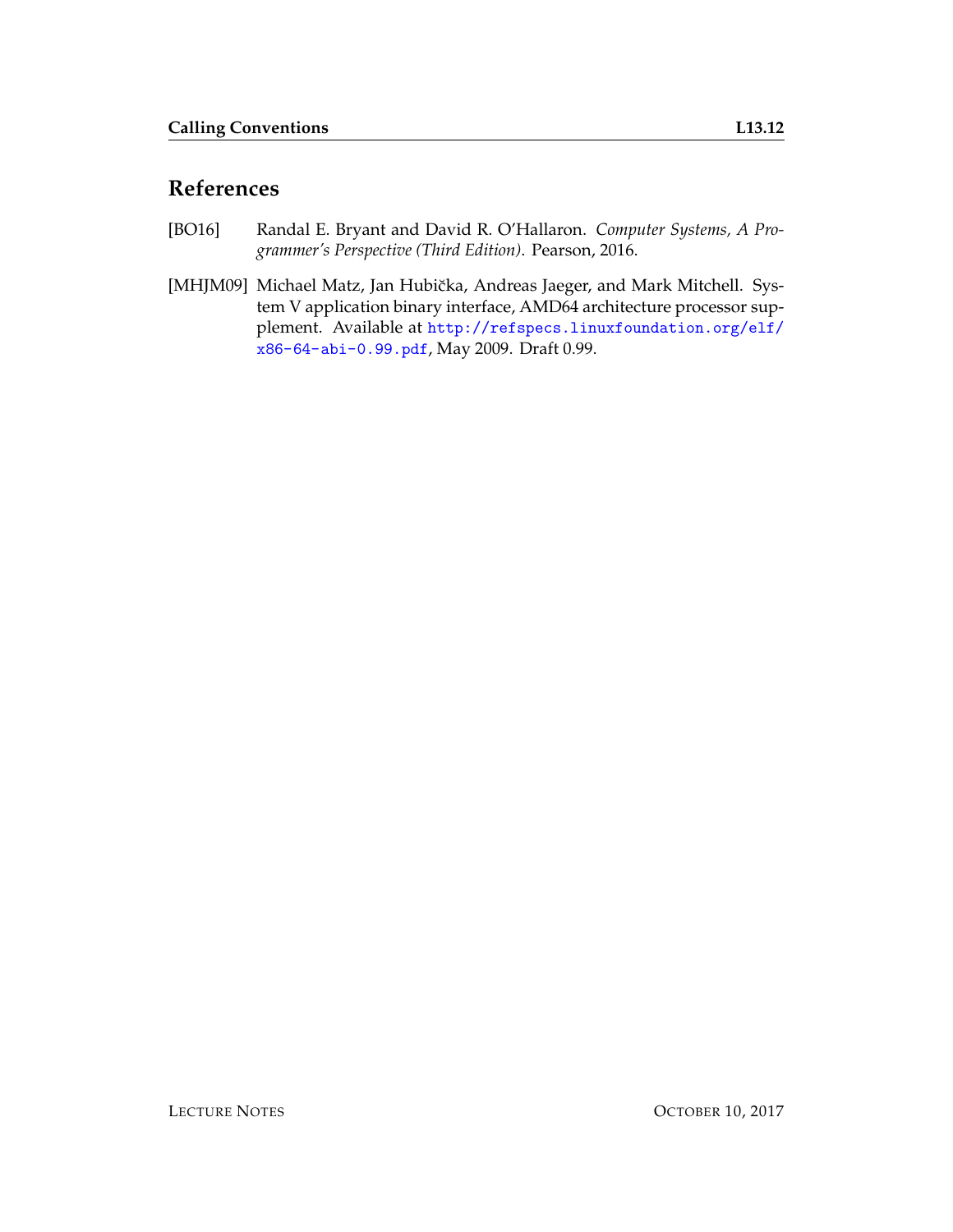## References

[BO16] Randal E. Bryant and David R. O'Hallaron. *Computer Systems, A Programmer's Perspective (Third Edition)*. Pearson, 2016.

[MHJM09] Michael Matz, Jan Hubička, Andreas Jaeger, and Mark Mitchell. System V application binary interface, AMD64 architecture processor supplement. Available at `http://refspecs.linuxfoundation.org/elf/x86-64-abi-0.99.pdf`, May 2009. Draft 0.99.